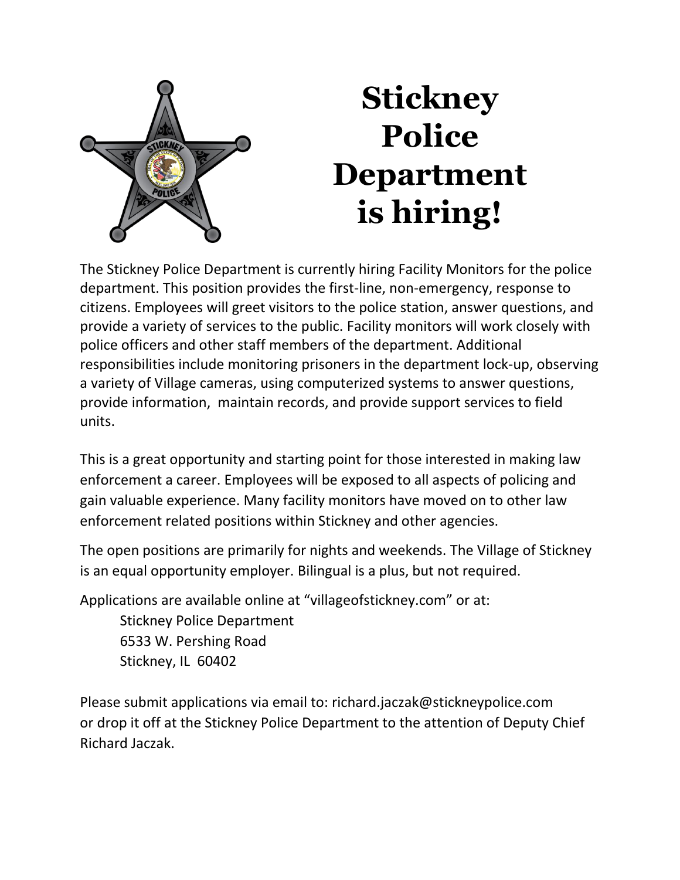# Stickney Police Department is hiring!

The Stickney Police Department is currently hiring Facility Monitors for the police department. This position provides the first-line, non-emergency, response to citizens. Employees will greet visitors to the police station, answer questions, and provide a variety of services to the public. Facility monitors will work closely with police officers and other staff members of the department. Additional responsibilities include monitoring prisoners in the department lock-up, observing a variety of Village cameras, using computerized systems to answer questions, provide information, maintain records, and provide support services to field units.

This is a great opportunity and starting point for those interested in making law enforcement a career. Employees will be exposed to all aspects of policing and gain valuable experience. Many facility monitors have moved on to other law enforcement related positions within Stickney and other agencies.

The open positions are primarily for nights and weekends. The Village of Stickney is an equal opportunity employer. Bilingual is a plus, but not required.

Applications are available online at "villageofstickney.com" or at:

Stickney Police Department
6533 W. Pershing Road
Stickney, IL 60402

Please submit applications via email to: richard.jaczak@stickneypolice.com or drop it off at the Stickney Police Department to the attention of Deputy Chief Richard Jaczak.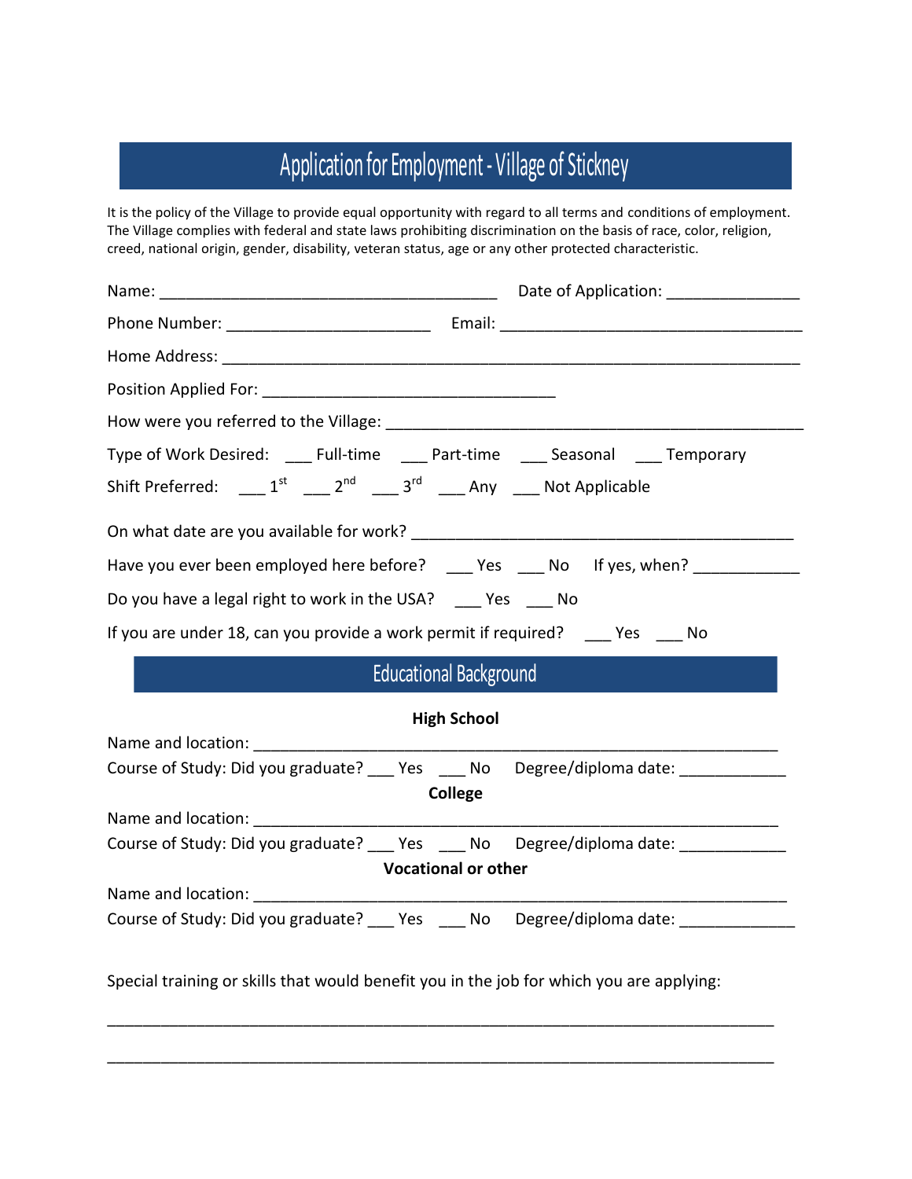# Application for Employment - Village of Stickney

It is the policy of the Village to provide equal opportunity with regard to all terms and conditions of employment. The Village complies with federal and state laws prohibiting discrimination on the basis of race, color, religion, creed, national origin, gender, disability, veteran status, age or any other protected characteristic.

Name: _______________________________________ Date of Application: _______________

Phone Number: _______________________ Email: ___________________________________

Home Address: _________________________________________________________________

Position Applied For: _________________________________

How were you referred to the Village: ____________________________________________

Type of Work Desired: ___ Full-time ___ Part-time ___ Seasonal ___ Temporary

Shift Preferred: ___ 1st ___ 2nd ___ 3rd ___ Any ___ Not Applicable

On what date are you available for work? ____________________________________________

Have you ever been employed here before? ___ Yes ___ No If yes, when? ___________

Do you have a legal right to work in the USA? ___ Yes ___ No

If you are under 18, can you provide a work permit if required? ___ Yes ___ No

## Educational Background

**High School**

Name and location: ____________________________________________________________

Course of Study: Did you graduate? ___ Yes ___ No Degree/diploma date: ____________

**College**

Name and location: ____________________________________________________________

Course of Study: Did you graduate? ___ Yes ___ No Degree/diploma date: ____________

**Vocational or other**

Name and location: ____________________________________________________________

Course of Study: Did you graduate? ___ Yes ___ No Degree/diploma date: _____________

Special training or skills that would benefit you in the job for which you are applying:

_____________________________________________________________________________

_____________________________________________________________________________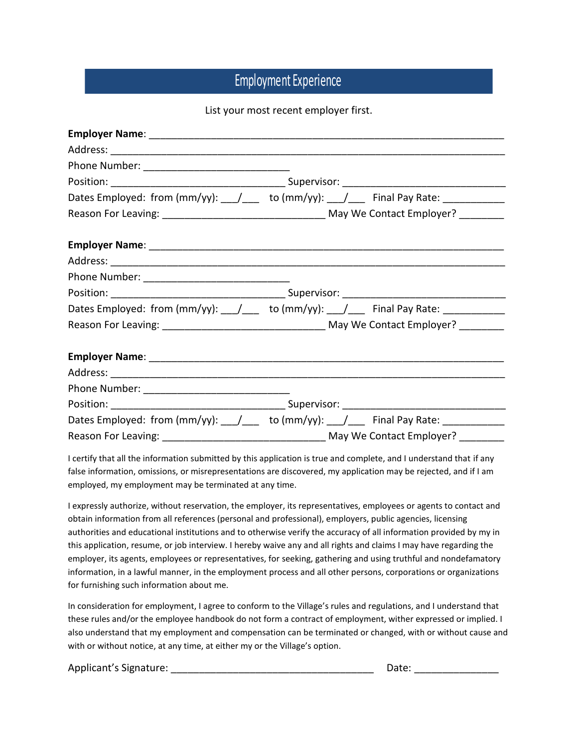## Employment Experience

List your most recent employer first.

**Employer Name**: ________________________________________________________________
Address: __________________________________________________________________________
Phone Number: ___________________________
Position: ______________________________ Supervisor: ______________________________
Dates Employed: from (mm/yy): ___/___ to (mm/yy): ___/___ Final Pay Rate: ___________
Reason For Leaving: ____________________________ May We Contact Employer? ________

**Employer Name**: ________________________________________________________________
Address: __________________________________________________________________________
Phone Number: ___________________________
Position: ______________________________ Supervisor: ______________________________
Dates Employed: from (mm/yy): ___/___ to (mm/yy): ___/___ Final Pay Rate: ___________
Reason For Leaving: ____________________________ May We Contact Employer? ________

**Employer Name**: ________________________________________________________________
Address: __________________________________________________________________________
Phone Number: ___________________________
Position: ______________________________ Supervisor: ______________________________
Dates Employed: from (mm/yy): ___/___ to (mm/yy): ___/___ Final Pay Rate: ___________
Reason For Leaving: ____________________________ May We Contact Employer? ________

I certify that all the information submitted by this application is true and complete, and I understand that if any false information, omissions, or misrepresentations are discovered, my application may be rejected, and if I am employed, my employment may be terminated at any time.

I expressly authorize, without reservation, the employer, its representatives, employees or agents to contact and obtain information from all references (personal and professional), employers, public agencies, licensing authorities and educational institutions and to otherwise verify the accuracy of all information provided by my in this application, resume, or job interview. I hereby waive any and all rights and claims I may have regarding the employer, its agents, employees or representatives, for seeking, gathering and using truthful and nondefamatory information, in a lawful manner, in the employment process and all other persons, corporations or organizations for furnishing such information about me.

In consideration for employment, I agree to conform to the Village's rules and regulations, and I understand that these rules and/or the employee handbook do not form a contract of employment, wither expressed or implied. I also understand that my employment and compensation can be terminated or changed, with or without cause and with or without notice, at any time, at either my or the Village's option.

Applicant's Signature: ____________________________________ Date: _______________